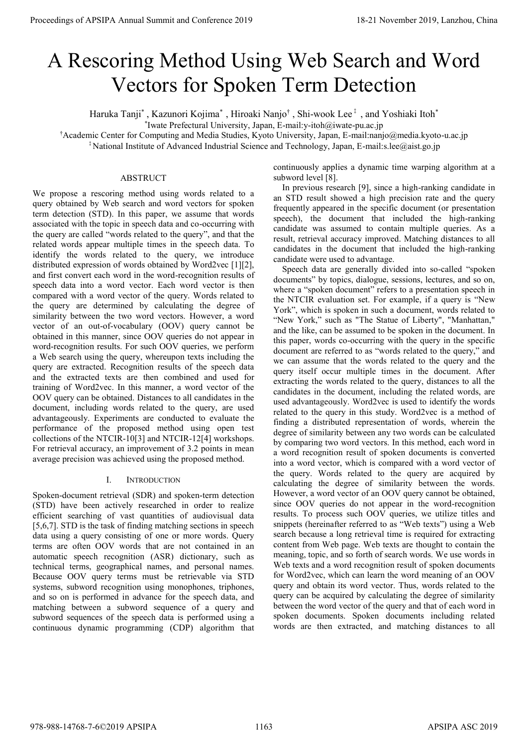# A Rescoring Method Using Web Search and Word Vectors for Spoken Term Detection

Haruka Tanji[*], Kazunori Kojima[*], Hiroaki Nanjo[†], Shi-wook Lee[‡], and Yoshiaki Itoh[*]

[*]Iwate Prefectural University, Japan, E-mail:y-itoh@iwate-pu.ac.jp

[†]Academic Center for Computing and Media Studies, Kyoto University, Japan, E-mail:nanjo@media.kyoto-u.ac.jp

[‡]National Institute of Advanced Industrial Science and Technology, Japan, E-mail:s.lee@aist.go.jp

## ABSTRUCT

We propose a rescoring method using words related to a query obtained by Web search and word vectors for spoken term detection (STD). In this paper, we assume that words associated with the topic in speech data and co-occurring with the query are called "words related to the query", and that the related words appear multiple times in the speech data. To identify the words related to the query, we introduce distributed expression of words obtained by Word2vec [1][2], and first convert each word in the word-recognition results of speech data into a word vector. Each word vector is then compared with a word vector of the query. Words related to the query are determined by calculating the degree of similarity between the two word vectors. However, a word vector of an out-of-vocabulary (OOV) query cannot be obtained in this manner, since OOV queries do not appear in word-recognition results. For such OOV queries, we perform a Web search using the query, whereupon texts including the query are extracted. Recognition results of the speech data and the extracted texts are then combined and used for training of Word2vec. In this manner, a word vector of the OOV query can be obtained. Distances to all candidates in the document, including words related to the query, are used advantageously. Experiments are conducted to evaluate the performance of the proposed method using open test collections of the NTCIR-10[3] and NTCIR-12[4] workshops. For retrieval accuracy, an improvement of 3.2 points in mean average precision was achieved using the proposed method.

## I. INTRODUCTION

Spoken-document retrieval (SDR) and spoken-term detection (STD) have been actively researched in order to realize efficient searching of vast quantities of audiovisual data [5,6,7]. STD is the task of finding matching sections in speech data using a query consisting of one or more words. Query terms are often OOV words that are not contained in an automatic speech recognition (ASR) dictionary, such as technical terms, geographical names, and personal names. Because OOV query terms must be retrievable via STD systems, subword recognition using monophones, triphones, and so on is performed in advance for the speech data, and matching between a subword sequence of a query and subword sequences of the speech data is performed using a continuous dynamic programming (CDP) algorithm that continuously applies a dynamic time warping algorithm at a subword level [8].

In previous research [9], since a high-ranking candidate in an STD result showed a high precision rate and the query frequently appeared in the specific document (or presentation speech), the document that included the high-ranking candidate was assumed to contain multiple queries. As a result, retrieval accuracy improved. Matching distances to all candidates in the document that included the high-ranking candidate were used to advantage.

Speech data are generally divided into so-called "spoken documents" by topics, dialogue, sessions, lectures, and so on, where a "spoken document" refers to a presentation speech in the NTCIR evaluation set. For example, if a query is "New York", which is spoken in such a document, words related to "New York," such as "The Statue of Liberty", "Manhattan," and the like, can be assumed to be spoken in the document. In this paper, words co-occurring with the query in the specific document are referred to as "words related to the query," and we can assume that the words related to the query and the query itself occur multiple times in the document. After extracting the words related to the query, distances to all the candidates in the document, including the related words, are used advantageously. Word2vec is used to identify the words related to the query in this study. Word2vec is a method of finding a distributed representation of words, wherein the degree of similarity between any two words can be calculated by comparing two word vectors. In this method, each word in a word recognition result of spoken documents is converted into a word vector, which is compared with a word vector of the query. Words related to the query are acquired by calculating the degree of similarity between the words. However, a word vector of an OOV query cannot be obtained, since OOV queries do not appear in the word-recognition results. To process such OOV queries, we utilize titles and snippets (hereinafter referred to as "Web texts") using a Web search because a long retrieval time is required for extracting content from Web page. Web texts are thought to contain the meaning, topic, and so forth of search words. We use words in Web texts and a word recognition result of spoken documents for Word2vec, which can learn the word meaning of an OOV query and obtain its word vector. Thus, words related to the query can be acquired by calculating the degree of similarity between the word vector of the query and that of each word in spoken documents. Spoken documents including related words are then extracted, and matching distances to all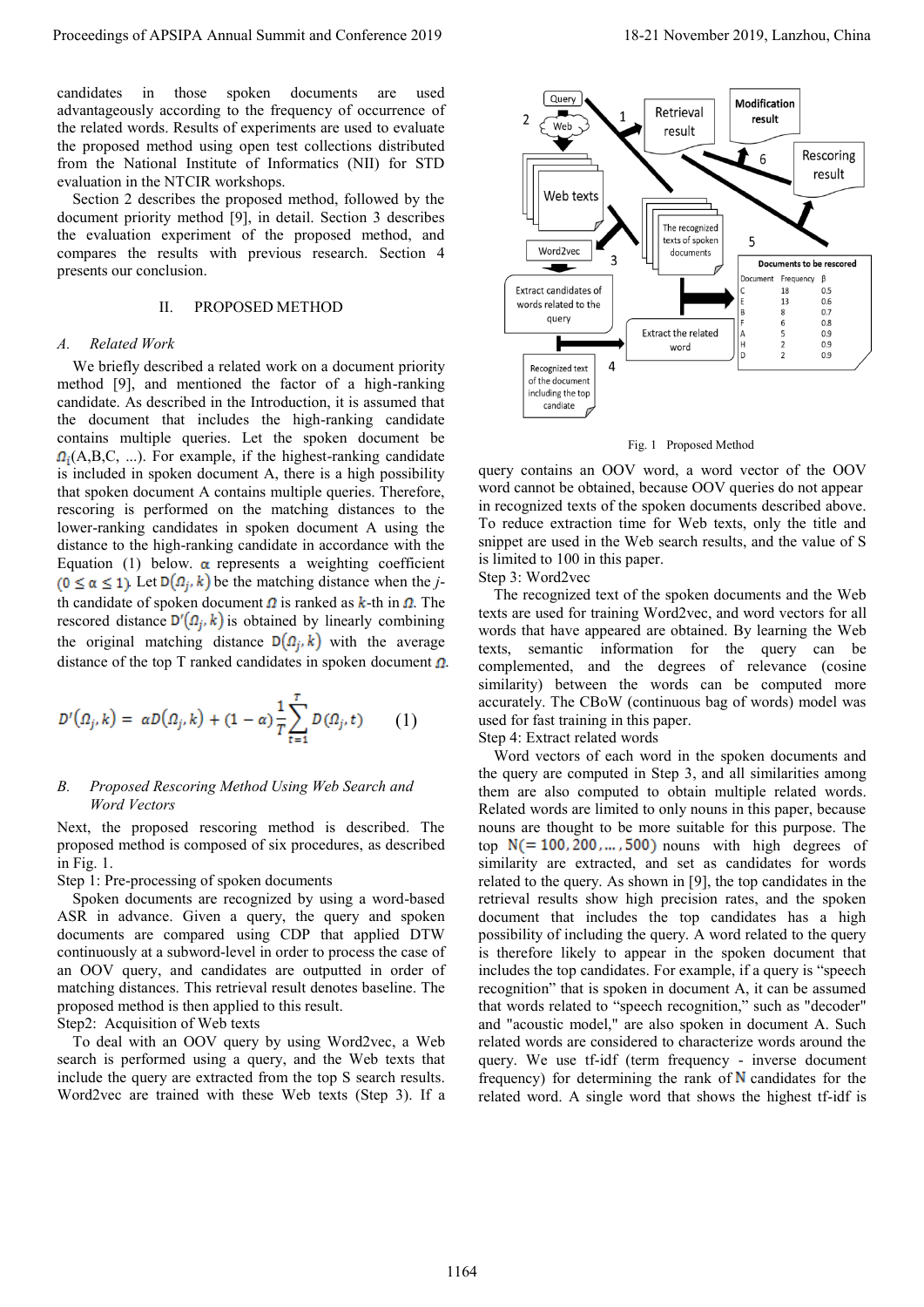candidates in those spoken documents are used advantageously according to the frequency of occurrence of the related words. Results of experiments are used to evaluate the proposed method using open test collections distributed from the National Institute of Informatics (NII) for STD evaluation in the NTCIR workshops.

Section 2 describes the proposed method, followed by the document priority method [9], in detail. Section 3 describes the evaluation experiment of the proposed method, and compares the results with previous research. Section 4 presents our conclusion.

## II. PROPOSED METHOD

### A. Related Work

We briefly described a related work on a document priority method [9], and mentioned the factor of a high-ranking candidate. As described in the Introduction, it is assumed that the document that includes the high-ranking candidate contains multiple queries. Let the spoken document be $\Omega_i$(A,B,C, ...). For example, if the highest-ranking candidate is included in spoken document A, there is a high possibility that spoken document A contains multiple queries. Therefore, rescoring is performed on the matching distances to the lower-ranking candidates in spoken document A using the distance to the high-ranking candidate in accordance with the Equation (1) below. $\alpha$ represents a weighting coefficient $(0 \leq \alpha \leq 1)$. Let $D(\Omega_j, k)$ be the matching distance when the *j*-th candidate of spoken document $\Omega$ is ranked as $k$-th in $\Omega$. The rescored distance $D'(\Omega_j, k)$ is obtained by linearly combining the original matching distance $D(\Omega_j, k)$ with the average distance of the top T ranked candidates in spoken document $\Omega$.

$$D'(\Omega_j, k) = \alpha D(\Omega_j, k) + (1-\alpha)\frac{1}{T}\sum_{t=1}^{T} D(\Omega_j, t) \qquad (1)$$

### B. Proposed Rescoring Method Using Web Search and Word Vectors

Next, the proposed rescoring method is described. The proposed method is composed of six procedures, as described in Fig. 1.

Step 1: Pre-processing of spoken documents

Spoken documents are recognized by using a word-based ASR in advance. Given a query, the query and spoken documents are compared using CDP that applied DTW continuously at a subword-level in order to process the case of an OOV query, and candidates are outputted in order of matching distances. This retrieval result denotes baseline. The proposed method is then applied to this result.

Step2: Acquisition of Web texts

To deal with an OOV query by using Word2vec, a Web search is performed using a query, and the Web texts that include the query are extracted from the top S search results. Word2vec are trained with these Web texts (Step 3). If a query contains an OOV word, a word vector of the OOV word cannot be obtained, because OOV queries do not appear in recognized texts of the spoken documents described above. To reduce extraction time for Web texts, only the title and snippet are used in the Web search results, and the value of S is limited to 100 in this paper.

Fig. 1 Proposed Method

Step 3: Word2vec

The recognized text of the spoken documents and the Web texts are used for training Word2vec, and word vectors for all words that have appeared are obtained. By learning the Web texts, semantic information for the query can be complemented, and the degrees of relevance (cosine similarity) between the words can be computed more accurately. The CBoW (continuous bag of words) model was used for fast training in this paper.

Step 4: Extract related words

Word vectors of each word in the spoken documents and the query are computed in Step 3, and all similarities among them are also computed to obtain multiple related words. Related words are limited to only nouns in this paper, because nouns are thought to be more suitable for this purpose. The top $N(= 100, 200, \ldots, 500)$ nouns with high degrees of similarity are extracted, and set as candidates for words related to the query. As shown in [9], the top candidates in the retrieval results show high precision rates, and the spoken document that includes the top candidates has a high possibility of including the query. A word related to the query is therefore likely to appear in the spoken document that includes the top candidates. For example, if a query is "speech recognition" that is spoken in document A, it can be assumed that words related to "speech recognition," such as "decoder" and "acoustic model," are also spoken in document A. Such related words are considered to characterize words around the query. We use tf-idf (term frequency - inverse document frequency) for determining the rank of $N$ candidates for the related word. A single word that shows the highest tf-idf is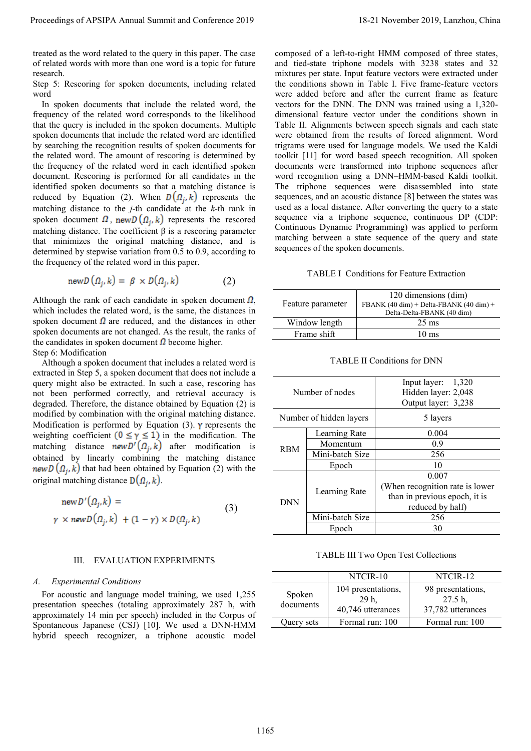treated as the word related to the query in this paper. The case of related words with more than one word is a topic for future research.

Step 5: Rescoring for spoken documents, including related word

In spoken documents that include the related word, the frequency of the related word corresponds to the likelihood that the query is included in the spoken documents. Multiple spoken documents that include the related word are identified by searching the recognition results of spoken documents for the related word. The amount of rescoring is determined by the frequency of the related word in each identified spoken document. Rescoring is performed for all candidates in the identified spoken documents so that a matching distance is reduced by Equation (2). When $D(\Omega_j, k)$ represents the matching distance to the $j$-th candidate at the $k$-th rank in spoken document $\Omega$, $newD(\Omega_j, k)$ represents the rescored matching distance. The coefficient β is a rescoring parameter that minimizes the original matching distance, and is determined by stepwise variation from 0.5 to 0.9, according to the frequency of the related word in this paper.

$$newD(\Omega_j, k) = \beta \times D(\Omega_j, k) \tag{2}$$

Although the rank of each candidate in spoken document $\Omega$, which includes the related word, is the same, the distances in spoken document $\Omega$ are reduced, and the distances in other spoken documents are not changed. As the result, the ranks of the candidates in spoken document $\Omega$ become higher.

Step 6: Modification

Although a spoken document that includes a related word is extracted in Step 5, a spoken document that does not include a query might also be extracted. In such a case, rescoring has not been performed correctly, and retrieval accuracy is degraded. Therefore, the distance obtained by Equation (2) is modified by combination with the original matching distance. Modification is performed by Equation (3). γ represents the weighting coefficient $(0 \leq \gamma \leq 1)$ in the modification. The matching distance $newD'(\Omega_j, k)$ after modification is obtained by linearly combining the matching distance $newD(\Omega_j, k)$ that had been obtained by Equation (2) with the original matching distance $D(\Omega_j, k)$.

$$newD'(\Omega_j, k) = \gamma \times newD(\Omega_j, k) + (1 - \gamma) \times D(\Omega_j, k) \tag{3}$$

## III. EVALUATION EXPERIMENTS

### A. Experimental Conditions

For acoustic and language model training, we used 1,255 presentation speeches (totaling approximately 287 h, with approximately 14 min per speech) included in the Corpus of Spontaneous Japanese (CSJ) [10]. We used a DNN-HMM hybrid speech recognizer, a triphone acoustic model composed of a left-to-right HMM composed of three states, and tied-state triphone models with 3238 states and 32 mixtures per state. Input feature vectors were extracted under the conditions shown in Table I. Five frame-feature vectors were added before and after the current frame as feature vectors for the DNN. The DNN was trained using a 1,320-dimensional feature vector under the conditions shown in Table II. Alignments between speech signals and each state were obtained from the results of forced alignment. Word trigrams were used for language models. We used the Kaldi toolkit [11] for word based speech recognition. All spoken documents were transformed into triphone sequences after word recognition using a DNN–HMM-based Kaldi toolkit. The triphone sequences were disassembled into state sequences, and an acoustic distance [8] between the states was used as a local distance. After converting the query to a state sequence via a triphone sequence, continuous DP (CDP: Continuous Dynamic Programming) was applied to perform matching between a state sequence of the query and state sequences of the spoken documents.

TABLE I Conditions for Feature Extraction

| | |
|---|---|
| Feature parameter | 120 dimensions (dim) FBANK (40 dim) + Delta-FBANK (40 dim) + Delta-Delta-FBANK (40 dim) |
| Window length | 25 ms |
| Frame shift | 10 ms |

TABLE II Conditions for DNN

| | | |
|---|---|---|
| Number of nodes | | Input layer: 1,320<br>Hidden layer: 2,048<br>Output layer: 3,238 |
| Number of hidden layers | | 5 layers |
| RBM | Learning Rate | 0.004 |
| | Momentum | 0.9 |
| | Mini-batch Size | 256 |
| | Epoch | 10 |
| DNN | Learning Rate | 0.007 (When recognition rate is lower than in previous epoch, it is reduced by half) |
| | Mini-batch Size | 256 |
| | Epoch | 30 |

TABLE III Two Open Test Collections

| | NTCIR-10 | NTCIR-12 |
|---|---|---|
| Spoken documents | 104 presentations, 29 h, 40,746 utterances | 98 presentations, 27.5 h, 37,782 utterances |
| Query sets | Formal run: 100 | Formal run: 100 |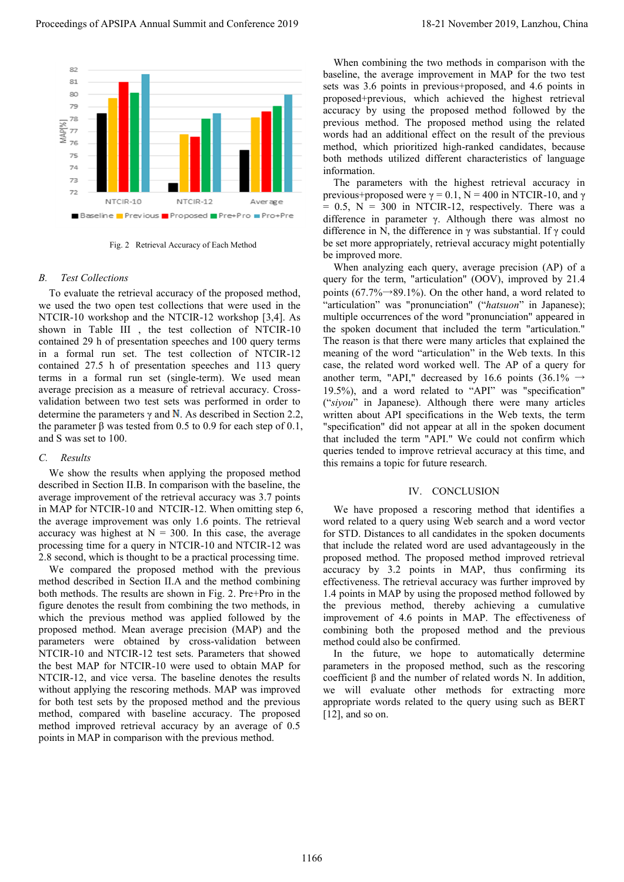Fig. 2 Retrieval Accuracy of Each Method

### B. Test Collections

To evaluate the retrieval accuracy of the proposed method, we used the two open test collections that were used in the NTCIR-10 workshop and the NTCIR-12 workshop [3,4]. As shown in Table III, the test collection of NTCIR-10 contained 29 h of presentation speeches and 100 query terms in a formal run set. The test collection of NTCIR-12 contained 27.5 h of presentation speeches and 113 query terms in a formal run set (single-term). We used mean average precision as a measure of retrieval accuracy. Cross-validation between two test sets was performed in order to determine the parameters γ and N. As described in Section 2.2, the parameter β was tested from 0.5 to 0.9 for each step of 0.1, and S was set to 100.

### C. Results

We show the results when applying the proposed method described in Section II.B. In comparison with the baseline, the average improvement of the retrieval accuracy was 3.7 points in MAP for NTCIR-10 and NTCIR-12. When omitting step 6, the average improvement was only 1.6 points. The retrieval accuracy was highest at N = 300. In this case, the average processing time for a query in NTCIR-10 and NTCIR-12 was 2.8 second, which is thought to be a practical processing time.

We compared the proposed method with the previous method described in Section II.A and the method combining both methods. The results are shown in Fig. 2. Pre+Pro in the figure denotes the result from combining the two methods, in which the previous method was applied followed by the proposed method. Mean average precision (MAP) and the parameters were obtained by cross-validation between NTCIR-10 and NTCIR-12 test sets. Parameters that showed the best MAP for NTCIR-10 were used to obtain MAP for NTCIR-12, and vice versa. The baseline denotes the results without applying the rescoring methods. MAP was improved for both test sets by the proposed method and the previous method, compared with baseline accuracy. The proposed method improved retrieval accuracy by an average of 0.5 points in MAP in comparison with the previous method.

When combining the two methods in comparison with the baseline, the average improvement in MAP for the two test sets was 3.6 points in previous+proposed, and 4.6 points in proposed+previous, which achieved the highest retrieval accuracy by using the proposed method followed by the previous method. The proposed method using the related words had an additional effect on the result of the previous method, which prioritized high-ranked candidates, because both methods utilized different characteristics of language information.

The parameters with the highest retrieval accuracy in previous+proposed were γ = 0.1, N = 400 in NTCIR-10, and γ = 0.5, N = 300 in NTCIR-12, respectively. There was a difference in parameter γ. Although there was almost no difference in N, the difference in γ was substantial. If γ could be set more appropriately, retrieval accuracy might potentially be improved more.

When analyzing each query, average precision (AP) of a query for the term, "articulation" (OOV), improved by 21.4 points (67.7%→89.1%). On the other hand, a word related to "articulation" was "pronunciation" ("*hatsuon*" in Japanese); multiple occurrences of the word "pronunciation" appeared in the spoken document that included the term "articulation." The reason is that there were many articles that explained the meaning of the word "articulation" in the Web texts. In this case, the related word worked well. The AP of a query for another term, "API," decreased by 16.6 points (36.1% → 19.5%), and a word related to "API" was "specification" ("*siyou*" in Japanese). Although there were many articles written about API specifications in the Web texts, the term "specification" did not appear at all in the spoken document that included the term "API." We could not confirm which queries tended to improve retrieval accuracy at this time, and this remains a topic for future research.

## IV. CONCLUSION

We have proposed a rescoring method that identifies a word related to a query using Web search and a word vector for STD. Distances to all candidates in the spoken documents that include the related word are used advantageously in the proposed method. The proposed method improved retrieval accuracy by 3.2 points in MAP, thus confirming its effectiveness. The retrieval accuracy was further improved by 1.4 points in MAP by using the proposed method followed by the previous method, thereby achieving a cumulative improvement of 4.6 points in MAP. The effectiveness of combining both the proposed method and the previous method could also be confirmed.

In the future, we hope to automatically determine parameters in the proposed method, such as the rescoring coefficient β and the number of related words N. In addition, we will evaluate other methods for extracting more appropriate words related to the query using such as BERT [12], and so on.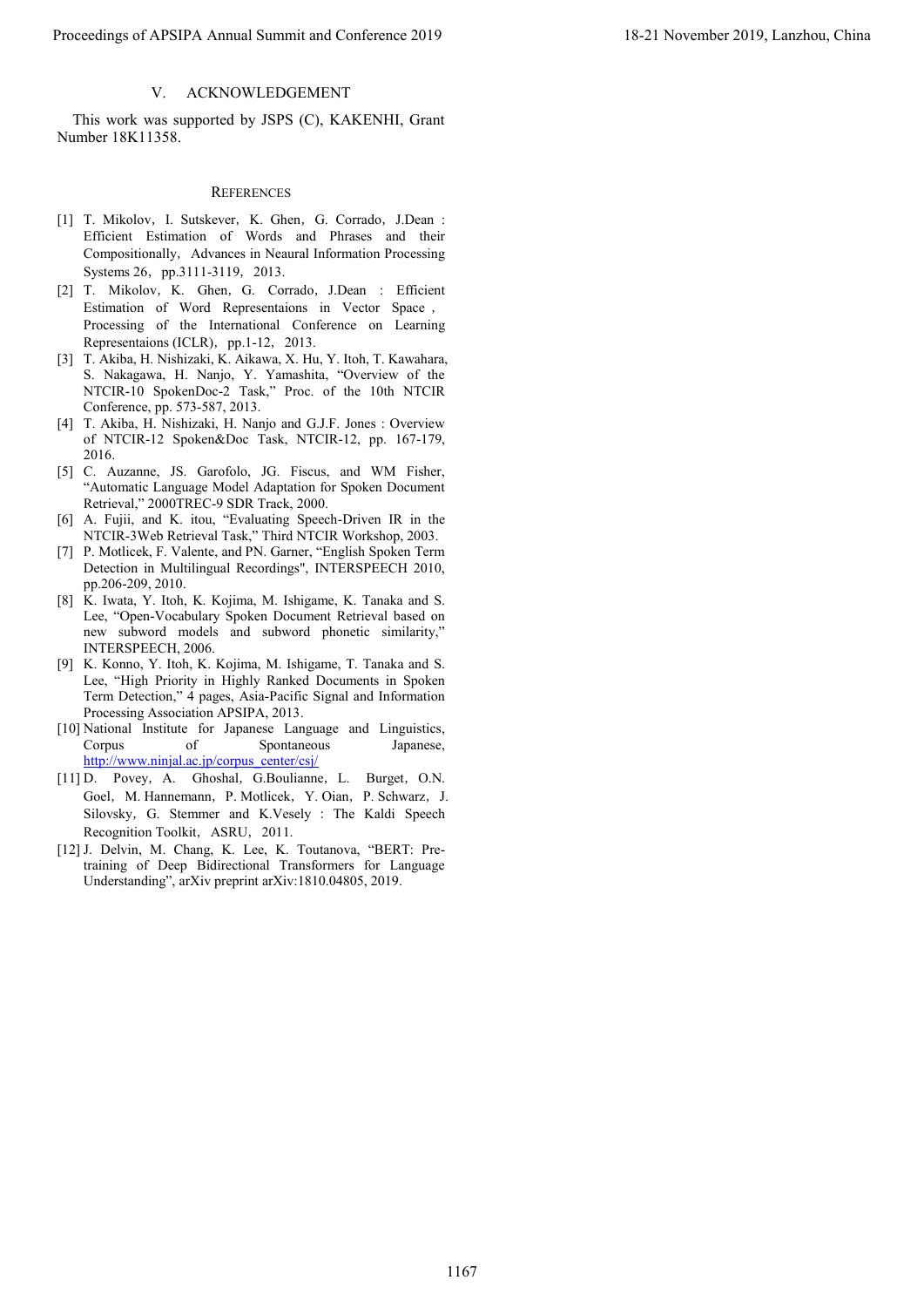## V. ACKNOWLEDGEMENT

This work was supported by JSPS (C), KAKENHI, Grant Number 18K11358.

## REFERENCES

[1] T. Mikolov, I. Sutskever, K. Ghen, G. Corrado, J.Dean : Efficient Estimation of Words and Phrases and their Compositionally, Advances in Neaural Information Processing Systems 26, pp.3111-3119, 2013.

[2] T. Mikolov, K. Ghen, G. Corrado, J.Dean : Efficient Estimation of Word Representaions in Vector Space , Processing of the International Conference on Learning Representaions (ICLR), pp.1-12, 2013.

[3] T. Akiba, H. Nishizaki, K. Aikawa, X. Hu, Y. Itoh, T. Kawahara, S. Nakagawa, H. Nanjo, Y. Yamashita, "Overview of the NTCIR-10 SpokenDoc-2 Task," Proc. of the 10th NTCIR Conference, pp. 573-587, 2013.

[4] T. Akiba, H. Nishizaki, H. Nanjo and G.J.F. Jones : Overview of NTCIR-12 Spoken&Doc Task, NTCIR-12, pp. 167-179, 2016.

[5] C. Auzanne, JS. Garofolo, JG. Fiscus, and WM Fisher, "Automatic Language Model Adaptation for Spoken Document Retrieval," 2000TREC-9 SDR Track, 2000.

[6] A. Fujii, and K. itou, "Evaluating Speech-Driven IR in the NTCIR-3Web Retrieval Task," Third NTCIR Workshop, 2003.

[7] P. Motlicek, F. Valente, and PN. Garner, "English Spoken Term Detection in Multilingual Recordings", INTERSPEECH 2010, pp.206-209, 2010.

[8] K. Iwata, Y. Itoh, K. Kojima, M. Ishigame, K. Tanaka and S. Lee, "Open-Vocabulary Spoken Document Retrieval based on new subword models and subword phonetic similarity," INTERSPEECH, 2006.

[9] K. Konno, Y. Itoh, K. Kojima, M. Ishigame, T. Tanaka and S. Lee, "High Priority in Highly Ranked Documents in Spoken Term Detection," 4 pages, Asia-Pacific Signal and Information Processing Association APSIPA, 2013.

[10] National Institute for Japanese Language and Linguistics, Corpus of Spontaneous Japanese, http://www.ninjal.ac.jp/corpus_center/csj/

[11] D. Povey, A. Ghoshal, G.Boulianne, L. Burget, O.N. Goel, M. Hannemann, P. Motlicek, Y. Oian, P. Schwarz, J. Silovsky, G. Stemmer and K.Vesely : The Kaldi Speech Recognition Toolkit, ASRU, 2011.

[12] J. Delvin, M. Chang, K. Lee, K. Toutanova, "BERT: Pre-training of Deep Bidirectional Transformers for Language Understanding", arXiv preprint arXiv:1810.04805, 2019.